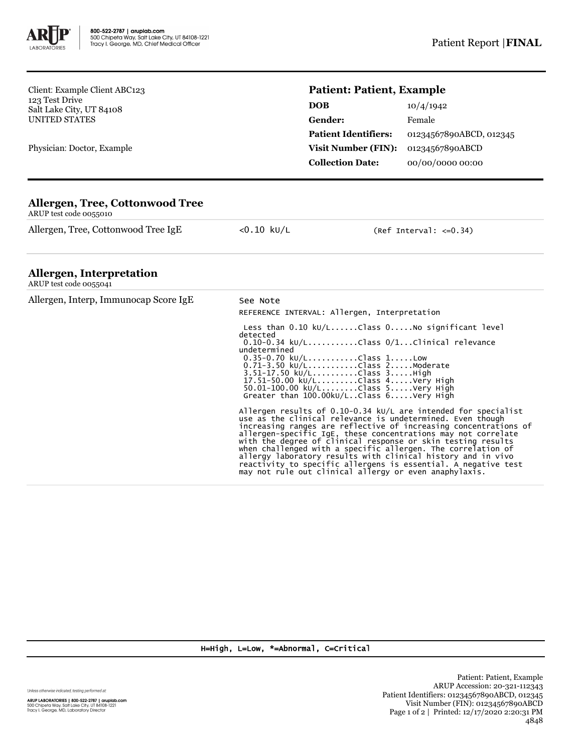800-522-2787 | aruplab.com
500 Chipeta Way, Salt Lake City, UT 84108-1221
Tracy I. George, MD, Chief Medical Officer

Patient Report | **FINAL**

Client: Example Client ABC123
123 Test Drive
Salt Lake City, UT 84108
UNITED STATES

Physician: Doctor, Example

**Patient: Patient, Example**

| | |
|---|---|
| **DOB** | 10/4/1942 |
| **Gender:** | Female |
| **Patient Identifiers:** | 01234567890ABCD, 012345 |
| **Visit Number (FIN):** | 01234567890ABCD |
| **Collection Date:** | 00/00/0000 00:00 |

## Allergen, Tree, Cottonwood Tree

ARUP test code 0055010

| | | |
|---|---|---|
| Allergen, Tree, Cottonwood Tree IgE | <0.10 kU/L | (Ref Interval: <=0.34) |

## Allergen, Interpretation

ARUP test code 0055041

Allergen, Interp, Immunocap Score IgE — See Note

REFERENCE INTERVAL: Allergen, Interpretation

```
 Less than 0.10 kU/L......Class 0.....No significant level
detected
 0.10-0.34 kU/L...........Class 0/1...Clinical relevance
undetermined
 0.35-0.70 kU/L...........Class 1.....Low
 0.71-3.50 kU/L...........Class 2.....Moderate
 3.51-17.50 kU/L..........Class 3.....High
 17.51-50.00 kU/L.........Class 4.....Very High
 50.01-100.00 kU/L........Class 5.....Very High
 Greater than 100.00kU/L..Class 6.....Very High
```

Allergen results of 0.10-0.34 kU/L are intended for specialist use as the clinical relevance is undetermined. Even though increasing ranges are reflective of increasing concentrations of allergen-specific IgE, these concentrations may not correlate with the degree of clinical response or skin testing results when challenged with a specific allergen. The correlation of allergy laboratory results with clinical history and in vivo reactivity to specific allergens is essential. A negative test may not rule out clinical allergy or even anaphylaxis.

H=High, L=Low, *=Abnormal, C=Critical

Unless otherwise indicated, testing performed at:
ARUP LABORATORIES | 800-522-2787 | aruplab.com
500 Chipeta Way, Salt Lake City, UT 84108-1221
Tracy I. George, MD, Laboratory Director

Patient: Patient, Example
ARUP Accession: 20-321-112343
Patient Identifiers: 01234567890ABCD, 012345
Visit Number (FIN): 01234567890ABCD
Printed: 12/17/2020 2:20:31 PM
4848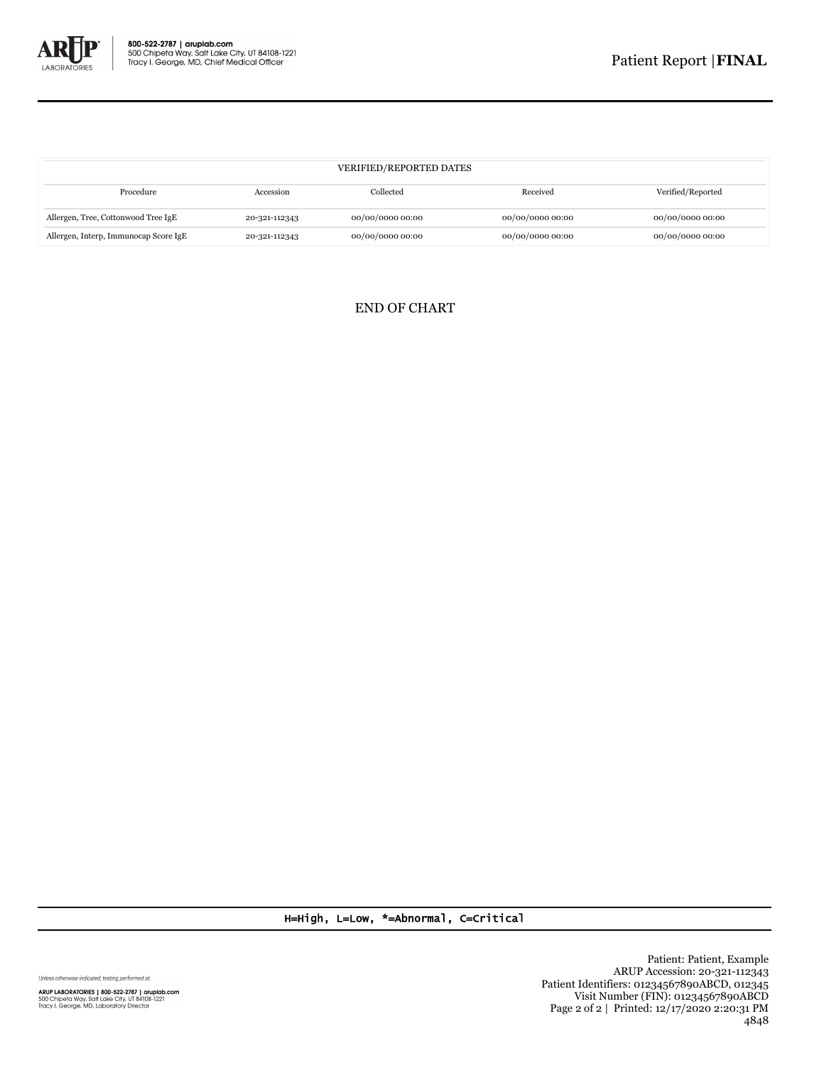| VERIFIED/REPORTED DATES | | | | |
|---|---|---|---|---|
| Procedure | Accession | Collected | Received | Verified/Reported |
| Allergen, Tree, Cottonwood Tree IgE | 20-321-112343 | 00/00/0000 00:00 | 00/00/0000 00:00 | 00/00/0000 00:00 |
| Allergen, Interp, Immunocap Score IgE | 20-321-112343 | 00/00/0000 00:00 | 00/00/0000 00:00 | 00/00/0000 00:00 |

END OF CHART

H=High, L=Low, *=Abnormal, C=Critical

*Unless otherwise indicated, testing performed at:*

**ARUP LABORATORIES | 800-522-2787 | aruplab.com**
500 Chipeta Way, Salt Lake City, UT 84108-1221
Tracy I. George, MD, Laboratory Director

Patient: Patient, Example
ARUP Accession: 20-321-112343
Patient Identifiers: 01234567890ABCD, 012345
Visit Number (FIN): 01234567890ABCD
Printed: 12/17/2020 2:20:31 PM
4848